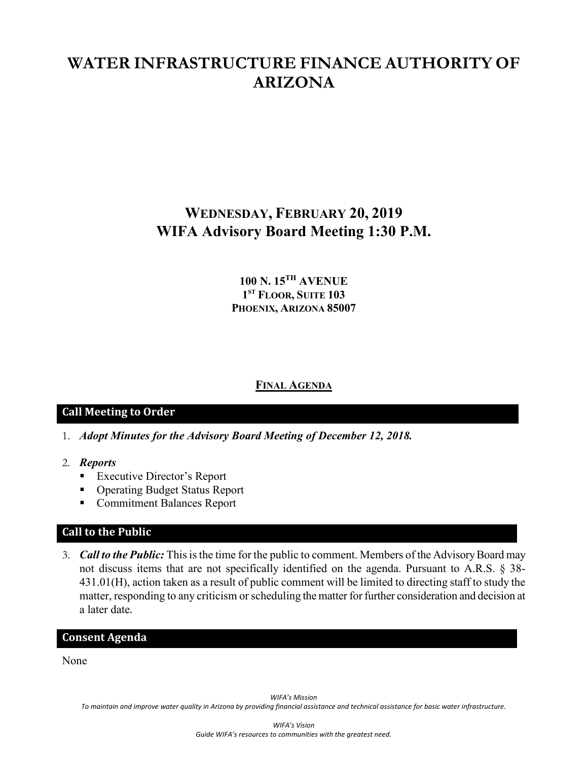# WATER INFRASTRUCTURE FINANCE AUTHORITY OF ARIZONA

## WEDNESDAY, FEBRUARY 20, 2019
## WIFA Advisory Board Meeting 1:30 P.M.

**100 N. 15TH AVENUE**
**1ST FLOOR, SUITE 103**
**PHOENIX, ARIZONA 85007**

**FINAL AGENDA**

### Call Meeting to Order

1. ***Adopt Minutes for the Advisory Board Meeting of December 12, 2018.***

2. ***Reports***
   - Executive Director's Report
   - Operating Budget Status Report
   - Commitment Balances Report

### Call to the Public

3. ***Call to the Public:*** This is the time for the public to comment. Members of the Advisory Board may not discuss items that are not specifically identified on the agenda. Pursuant to A.R.S. § 38-431.01(H), action taken as a result of public comment will be limited to directing staff to study the matter, responding to any criticism or scheduling the matter for further consideration and decision at a later date.

### Consent Agenda

None

*WIFA's Mission*
*To maintain and improve water quality in Arizona by providing financial assistance and technical assistance for basic water infrastructure.*

*WIFA's Vision*
*Guide WIFA's resources to communities with the greatest need.*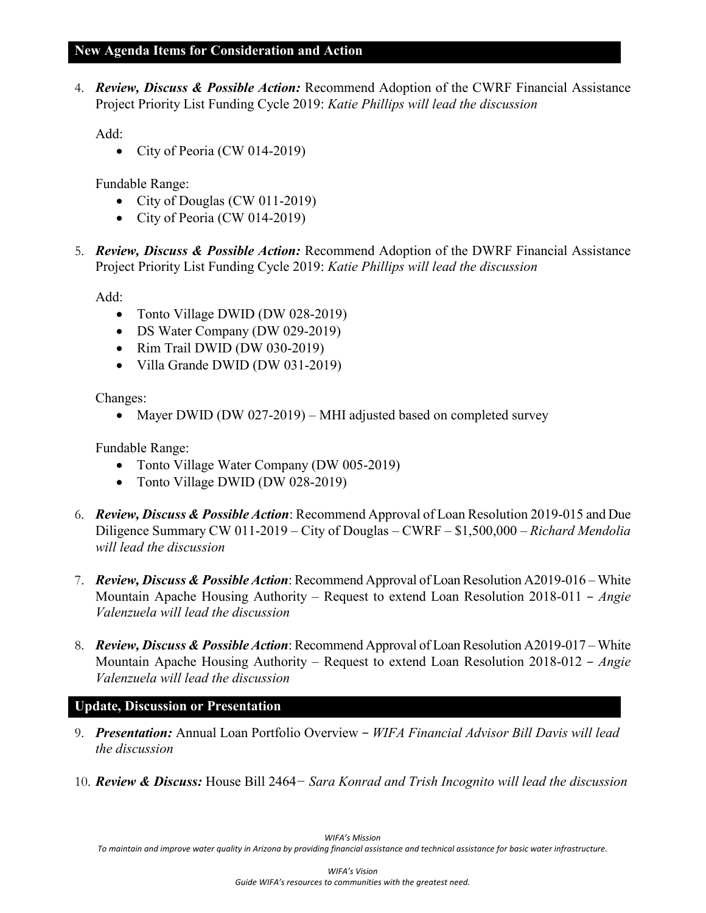## New Agenda Items for Consideration and Action

4. ***Review, Discuss & Possible Action:*** Recommend Adoption of the CWRF Financial Assistance Project Priority List Funding Cycle 2019: *Katie Phillips will lead the discussion*

   Add:
   - City of Peoria (CW 014-2019)

   Fundable Range:
   - City of Douglas (CW 011-2019)
   - City of Peoria (CW 014-2019)

5. ***Review, Discuss & Possible Action:*** Recommend Adoption of the DWRF Financial Assistance Project Priority List Funding Cycle 2019: *Katie Phillips will lead the discussion*

   Add:
   - Tonto Village DWID (DW 028-2019)
   - DS Water Company (DW 029-2019)
   - Rim Trail DWID (DW 030-2019)
   - Villa Grande DWID (DW 031-2019)

   Changes:
   - Mayer DWID (DW 027-2019) – MHI adjusted based on completed survey

   Fundable Range:
   - Tonto Village Water Company (DW 005-2019)
   - Tonto Village DWID (DW 028-2019)

6. ***Review, Discuss & Possible Action***: Recommend Approval of Loan Resolution 2019-015 and Due Diligence Summary CW 011-2019 – City of Douglas – CWRF – $1,500,000 – *Richard Mendolia will lead the discussion*

7. ***Review, Discuss & Possible Action***: Recommend Approval of Loan Resolution A2019-016 – White Mountain Apache Housing Authority – Request to extend Loan Resolution 2018-011 – *Angie Valenzuela will lead the discussion*

8. ***Review, Discuss & Possible Action***: Recommend Approval of Loan Resolution A2019-017 – White Mountain Apache Housing Authority – Request to extend Loan Resolution 2018-012 – *Angie Valenzuela will lead the discussion*

## Update, Discussion or Presentation

9. ***Presentation:*** Annual Loan Portfolio Overview – *WIFA Financial Advisor Bill Davis will lead the discussion*

10. ***Review & Discuss:*** House Bill 2464– *Sara Konrad and Trish Incognito will lead the discussion*

*WIFA's Mission*

*To maintain and improve water quality in Arizona by providing financial assistance and technical assistance for basic water infrastructure.*

*WIFA's Vision*

*Guide WIFA's resources to communities with the greatest need.*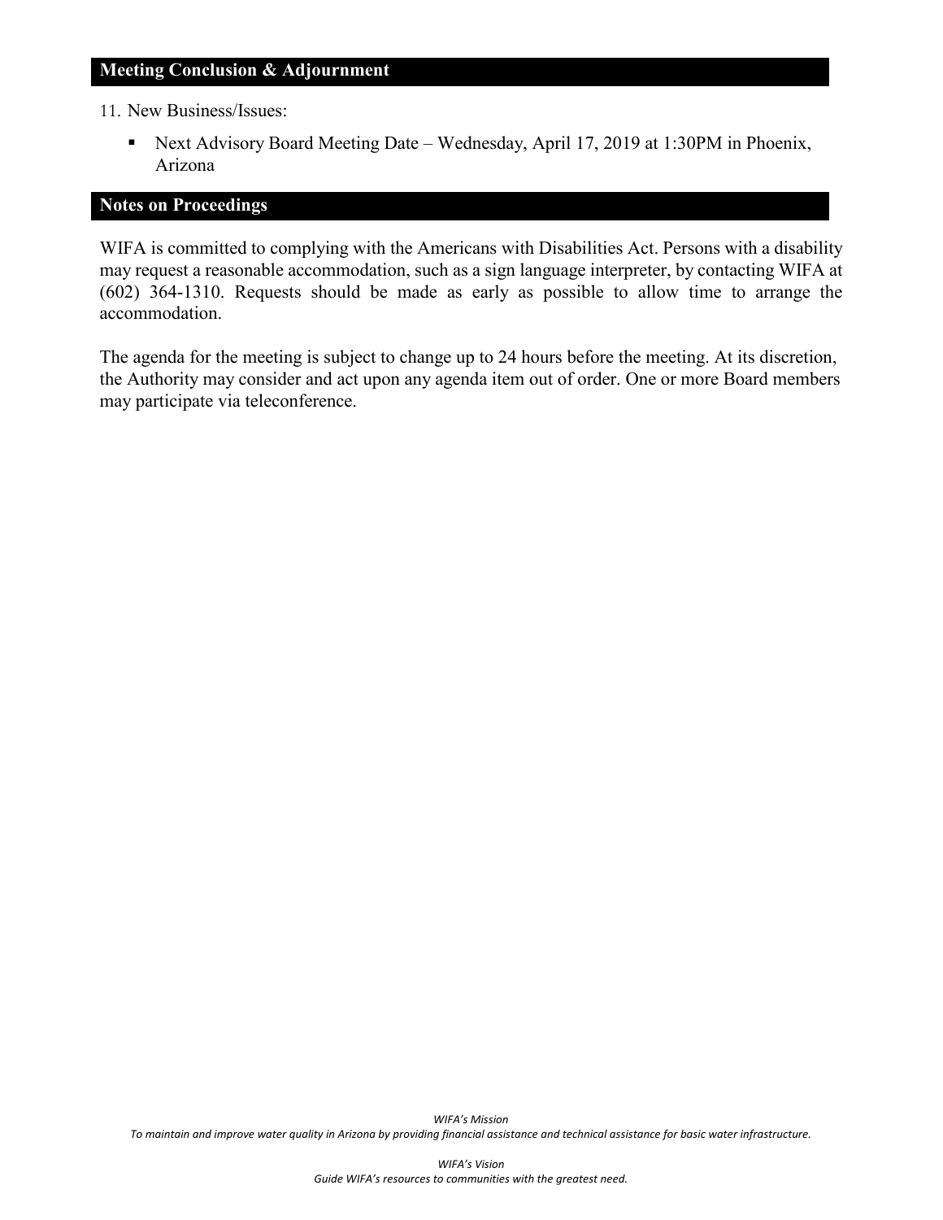## Meeting Conclusion & Adjournment

11. New Business/Issues:
    - Next Advisory Board Meeting Date – Wednesday, April 17, 2019 at 1:30PM in Phoenix, Arizona

## Notes on Proceedings

WIFA is committed to complying with the Americans with Disabilities Act. Persons with a disability may request a reasonable accommodation, such as a sign language interpreter, by contacting WIFA at (602) 364-1310. Requests should be made as early as possible to allow time to arrange the accommodation.

The agenda for the meeting is subject to change up to 24 hours before the meeting. At its discretion, the Authority may consider and act upon any agenda item out of order. One or more Board members may participate via teleconference.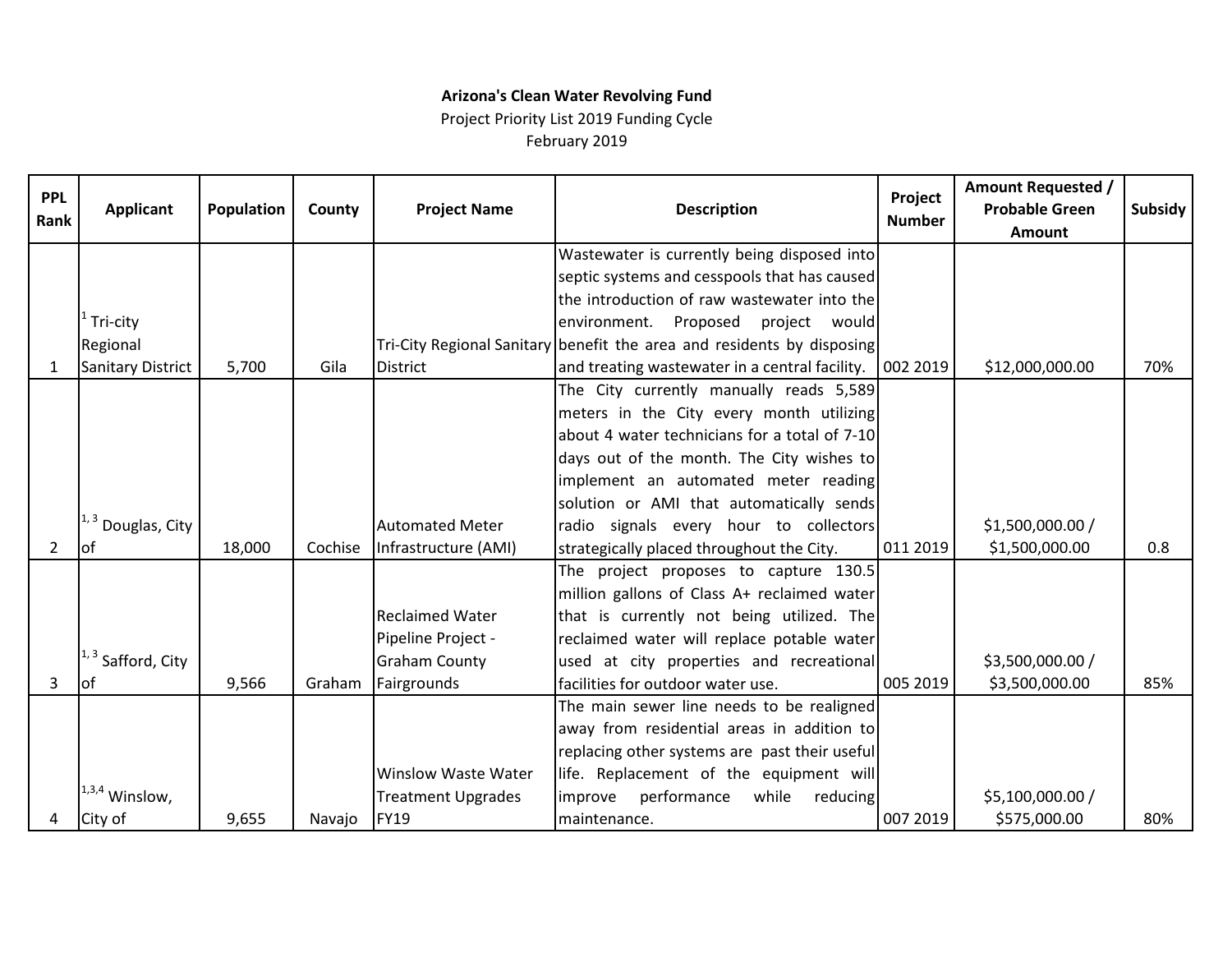**Arizona's Clean Water Revolving Fund**

Project Priority List 2019 Funding Cycle

February 2019

| PPL Rank | Applicant | Population | County | Project Name | Description | Project Number | Amount Requested / Probable Green Amount | Subsidy |
|---|---|---|---|---|---|---|---|---|
| 1 | [1] Tri-city Regional Sanitary District | 5,700 | Gila | Tri-City Regional Sanitary District | Wastewater is currently being disposed into septic systems and cesspools that has caused the introduction of raw wastewater into the environment. Proposed project would benefit the area and residents by disposing and treating wastewater in a central facility. | 002 2019 | $12,000,000.00 | 70% |
| 2 | [1, 3] Douglas, City of | 18,000 | Cochise | Automated Meter Infrastructure (AMI) | The City currently manually reads 5,589 meters in the City every month utilizing about 4 water technicians for a total of 7-10 days out of the month. The City wishes to implement an automated meter reading solution or AMI that automatically sends radio signals every hour to collectors strategically placed throughout the City. | 011 2019 | $1,500,000.00 / $1,500,000.00 | 0.8 |
| 3 | [1, 3] Safford, City of | 9,566 | Graham | Reclaimed Water Pipeline Project - Graham County Fairgrounds | The project proposes to capture 130.5 million gallons of Class A+ reclaimed water that is currently not being utilized. The reclaimed water will replace potable water used at city properties and recreational facilities for outdoor water use. | 005 2019 | $3,500,000.00 / $3,500,000.00 | 85% |
| 4 | [1,3,4] Winslow, City of | 9,655 | Navajo | Winslow Waste Water Treatment Upgrades FY19 | The main sewer line needs to be realigned away from residential areas in addition to replacing other systems are past their useful life. Replacement of the equipment will improve performance while reducing maintenance. | 007 2019 | $5,100,000.00 / $575,000.00 | 80% |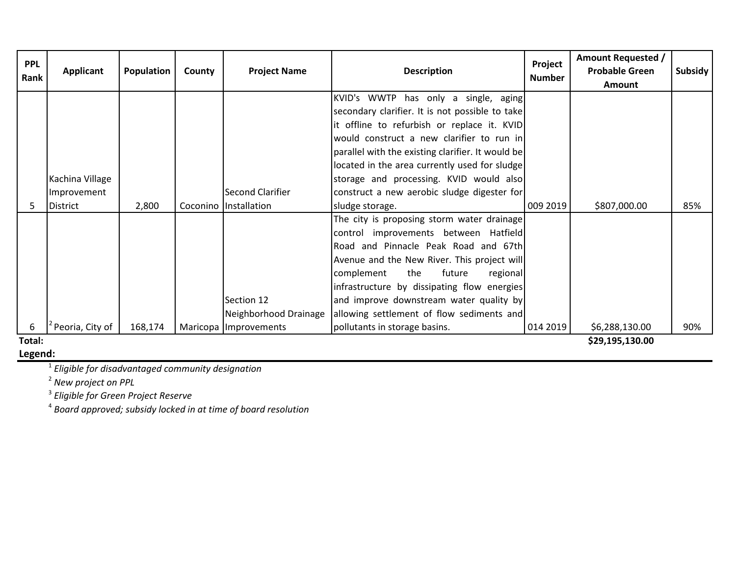| PPL Rank | Applicant | Population | County | Project Name | Description | Project Number | Amount Requested / Probable Green Amount | Subsidy |
|---|---|---|---|---|---|---|---|---|
| 5 | Kachina Village Improvement District | 2,800 | Coconino | Second Clarifier Installation | KVID's WWTP has only a single, aging secondary clarifier. It is not possible to take it offline to refurbish or replace it. KVID would construct a new clarifier to run in parallel with the existing clarifier. It would be located in the area currently used for sludge storage and processing. KVID would also construct a new aerobic sludge digester for sludge storage. | 009 2019 | $807,000.00 | 85% |
| 6 | [2] Peoria, City of | 168,174 | Maricopa | Section 12 Neighborhood Drainage Improvements | The city is proposing storm water drainage control improvements between Hatfield Road and Pinnacle Peak Road and 67th Avenue and the New River. This project will complement the future regional infrastructure by dissipating flow energies and improve downstream water quality by allowing settlement of flow sediments and pollutants in storage basins. | 014 2019 | $6,288,130.00 | 90% |
| **Total:** | | | | | | | **$29,195,130.00** | |

**Legend:**

[1] *Eligible for disadvantaged community designation*

[2] *New project on PPL*

[3] *Eligible for Green Project Reserve*

[4] *Board approved; subsidy locked in at time of board resolution*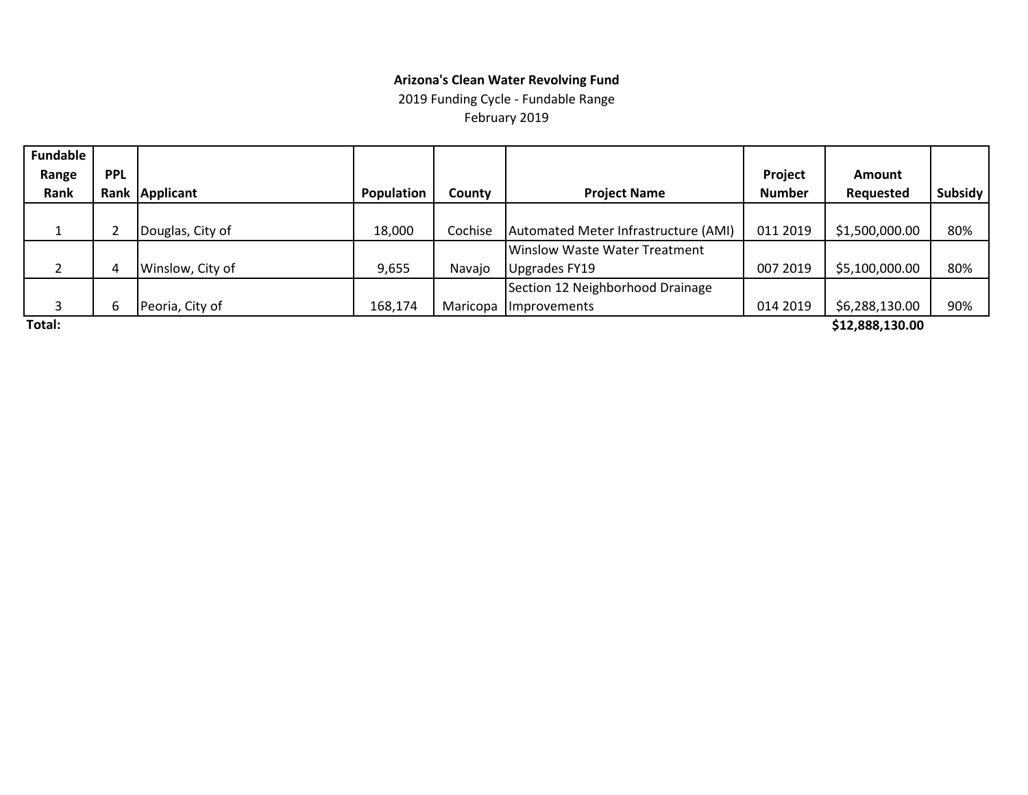**Arizona's Clean Water Revolving Fund**

2019 Funding Cycle - Fundable Range

February 2019

| Fundable Range Rank | PPL Rank | Applicant | Population | County | Project Name | Project Number | Amount Requested | Subsidy |
|---|---|---|---|---|---|---|---|---|
| 1 | 2 | Douglas, City of | 18,000 | Cochise | Automated Meter Infrastructure (AMI) | 011 2019 | $1,500,000.00 | 80% |
| 2 | 4 | Winslow, City of | 9,655 | Navajo | Winslow Waste Water Treatment Upgrades FY19 | 007 2019 | $5,100,000.00 | 80% |
| 3 | 6 | Peoria, City of | 168,174 | Maricopa | Section 12 Neighborhood Drainage Improvements | 014 2019 | $6,288,130.00 | 90% |
| **Total:** | | | | | | | **$12,888,130.00** | |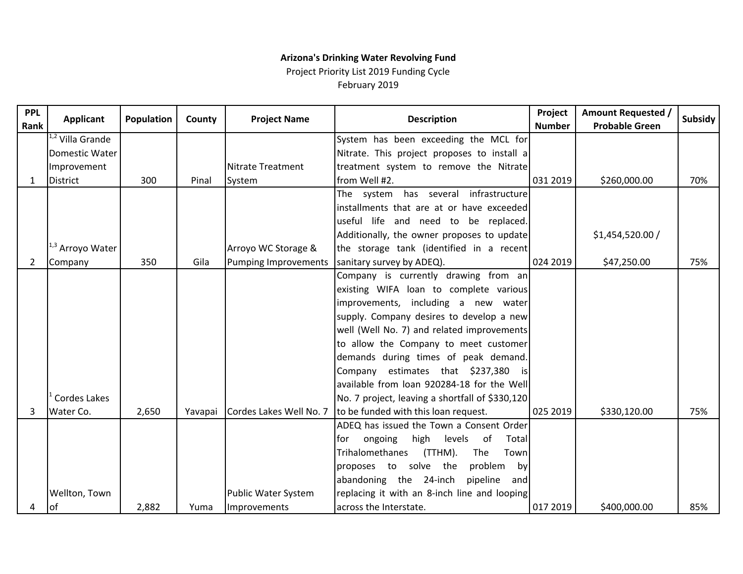**Arizona's Drinking Water Revolving Fund**

Project Priority List 2019 Funding Cycle

February 2019

| PPL Rank | Applicant | Population | County | Project Name | Description | Project Number | Amount Requested / Probable Green | Subsidy |
|---|---|---|---|---|---|---|---|---|
| 1 | [1,2] Villa Grande Domestic Water Improvement District | 300 | Pinal | Nitrate Treatment System | System has been exceeding the MCL for Nitrate. This project proposes to install a treatment system to remove the Nitrate from Well #2. | 031 2019 | $260,000.00 | 70% |
| 2 | [1,3] Arroyo Water Company | 350 | Gila | Arroyo WC Storage & Pumping Improvements | The system has several infrastructure installments that are at or have exceeded useful life and need to be replaced. Additionally, the owner proposes to update the storage tank (identified in a recent sanitary survey by ADEQ). | 024 2019 | $1,454,520.00 / $47,250.00 | 75% |
| 3 | [1] Cordes Lakes Water Co. | 2,650 | Yavapai | Cordes Lakes Well No. 7 | Company is currently drawing from an existing WIFA loan to complete various improvements, including a new water supply. Company desires to develop a new well (Well No. 7) and related improvements to allow the Company to meet customer demands during times of peak demand. Company estimates that $237,380 is available from loan 920284-18 for the Well No. 7 project, leaving a shortfall of $330,120 to be funded with this loan request. | 025 2019 | $330,120.00 | 75% |
| 4 | Wellton, Town of | 2,882 | Yuma | Public Water System Improvements | ADEQ has issued the Town a Consent Order for ongoing high levels of Total Trihalomethanes (TTHM). The Town proposes to solve the problem by abandoning the 24-inch pipeline and replacing it with an 8-inch line and looping across the Interstate. | 017 2019 | $400,000.00 | 85% |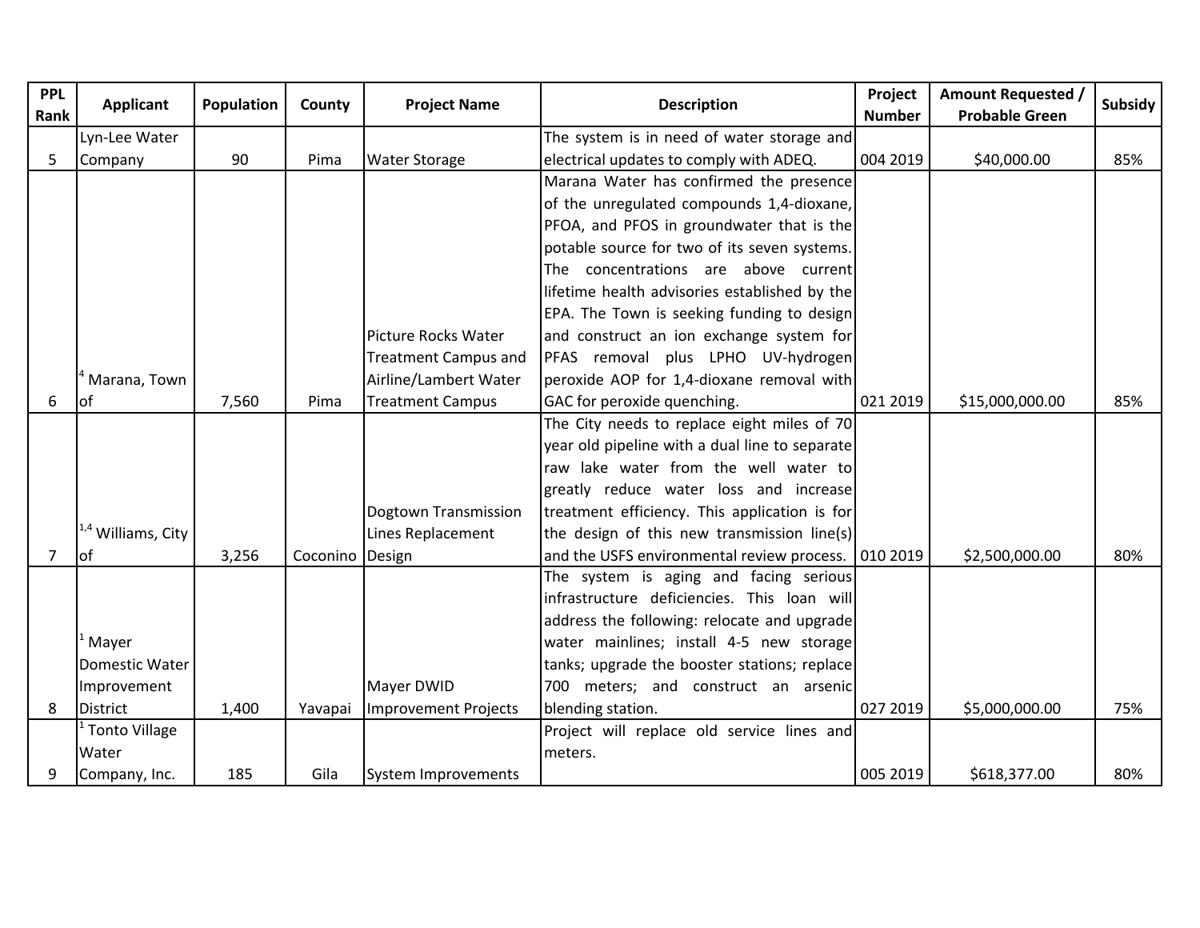| PPL Rank | Applicant | Population | County | Project Name | Description | Project Number | Amount Requested / Probable Green | Subsidy |
|---|---|---|---|---|---|---|---|---|
| 5 | Lyn-Lee Water Company | 90 | Pima | Water Storage | The system is in need of water storage and electrical updates to comply with ADEQ. | 004 2019 | $40,000.00 | 85% |
| 6 | [4] Marana, Town of | 7,560 | Pima | Picture Rocks Water Treatment Campus and Airline/Lambert Water Treatment Campus | Marana Water has confirmed the presence of the unregulated compounds 1,4-dioxane, PFOA, and PFOS in groundwater that is the potable source for two of its seven systems. The concentrations are above current lifetime health advisories established by the EPA. The Town is seeking funding to design and construct an ion exchange system for PFAS removal plus LPHO UV-hydrogen peroxide AOP for 1,4-dioxane removal with GAC for peroxide quenching. | 021 2019 | $15,000,000.00 | 85% |
| 7 | [1,4] Williams, City of | 3,256 | Coconino | Dogtown Transmission Lines Replacement Design | The City needs to replace eight miles of 70 year old pipeline with a dual line to separate raw lake water from the well water to greatly reduce water loss and increase treatment efficiency. This application is for the design of this new transmission line(s) and the USFS environmental review process. | 010 2019 | $2,500,000.00 | 80% |
| 8 | [1] Mayer Domestic Water Improvement District | 1,400 | Yavapai | Mayer DWID Improvement Projects | The system is aging and facing serious infrastructure deficiencies. This loan will address the following: relocate and upgrade water mainlines; install 4-5 new storage tanks; upgrade the booster stations; replace 700 meters; and construct an arsenic blending station. | 027 2019 | $5,000,000.00 | 75% |
| 9 | [1] Tonto Village Water Company, Inc. | 185 | Gila | System Improvements | Project will replace old service lines and meters. | 005 2019 | $618,377.00 | 80% |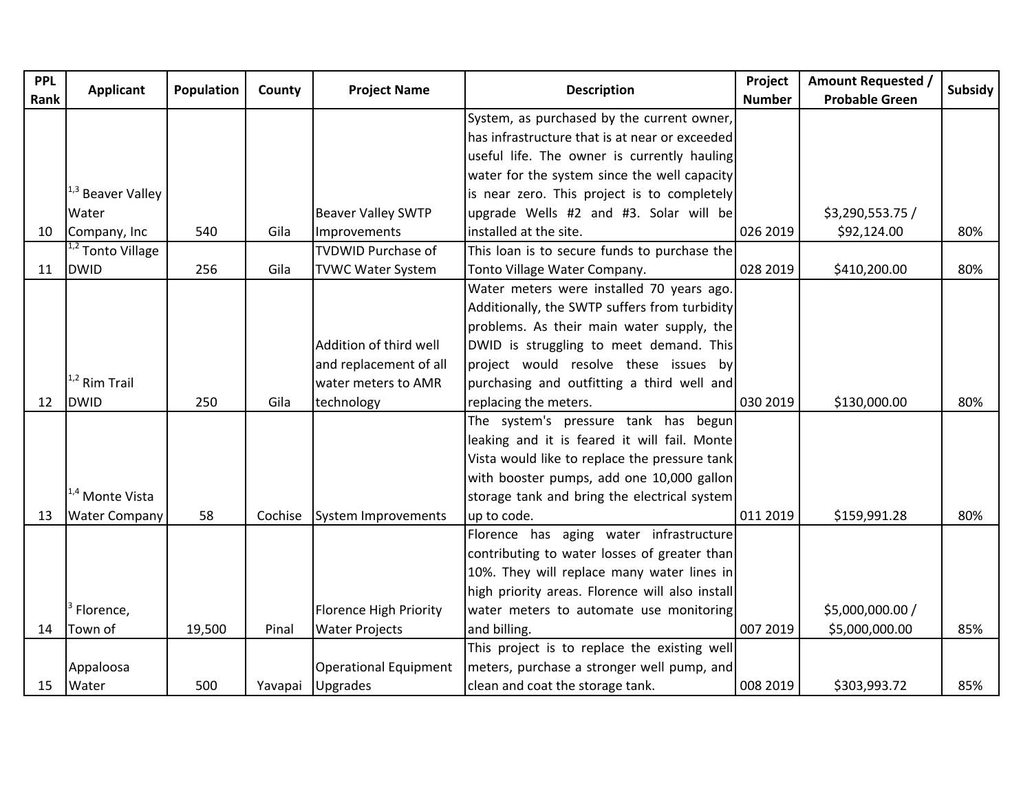| PPL Rank | Applicant | Population | County | Project Name | Description | Project Number | Amount Requested / Probable Green | Subsidy |
|---|---|---|---|---|---|---|---|---|
| 10 | [1,3] Beaver Valley Water Company, Inc | 540 | Gila | Beaver Valley SWTP Improvements | System, as purchased by the current owner, has infrastructure that is at near or exceeded useful life. The owner is currently hauling water for the system since the well capacity is near zero. This project is to completely upgrade Wells #2 and #3. Solar will be installed at the site. | 026 2019 | $3,290,553.75 / $92,124.00 | 80% |
| 11 | [1,2] Tonto Village DWID | 256 | Gila | TVDWID Purchase of TVWC Water System | This loan is to secure funds to purchase the Tonto Village Water Company. | 028 2019 | $410,200.00 | 80% |
| 12 | [1,2] Rim Trail DWID | 250 | Gila | Addition of third well and replacement of all water meters to AMR technology | Water meters were installed 70 years ago. Additionally, the SWTP suffers from turbidity problems. As their main water supply, the DWID is struggling to meet demand. This project would resolve these issues by purchasing and outfitting a third well and replacing the meters. | 030 2019 | $130,000.00 | 80% |
| 13 | [1,4] Monte Vista Water Company | 58 | Cochise | System Improvements | The system's pressure tank has begun leaking and it is feared it will fail. Monte Vista would like to replace the pressure tank with booster pumps, add one 10,000 gallon storage tank and bring the electrical system up to code. | 011 2019 | $159,991.28 | 80% |
| 14 | [3] Florence, Town of | 19,500 | Pinal | Florence High Priority Water Projects | Florence has aging water infrastructure contributing to water losses of greater than 10%. They will replace many water lines in high priority areas. Florence will also install water meters to automate use monitoring and billing. | 007 2019 | $5,000,000.00 / $5,000,000.00 | 85% |
| 15 | Appaloosa Water | 500 | Yavapai | Operational Equipment Upgrades | This project is to replace the existing well meters, purchase a stronger well pump, and clean and coat the storage tank. | 008 2019 | $303,993.72 | 85% |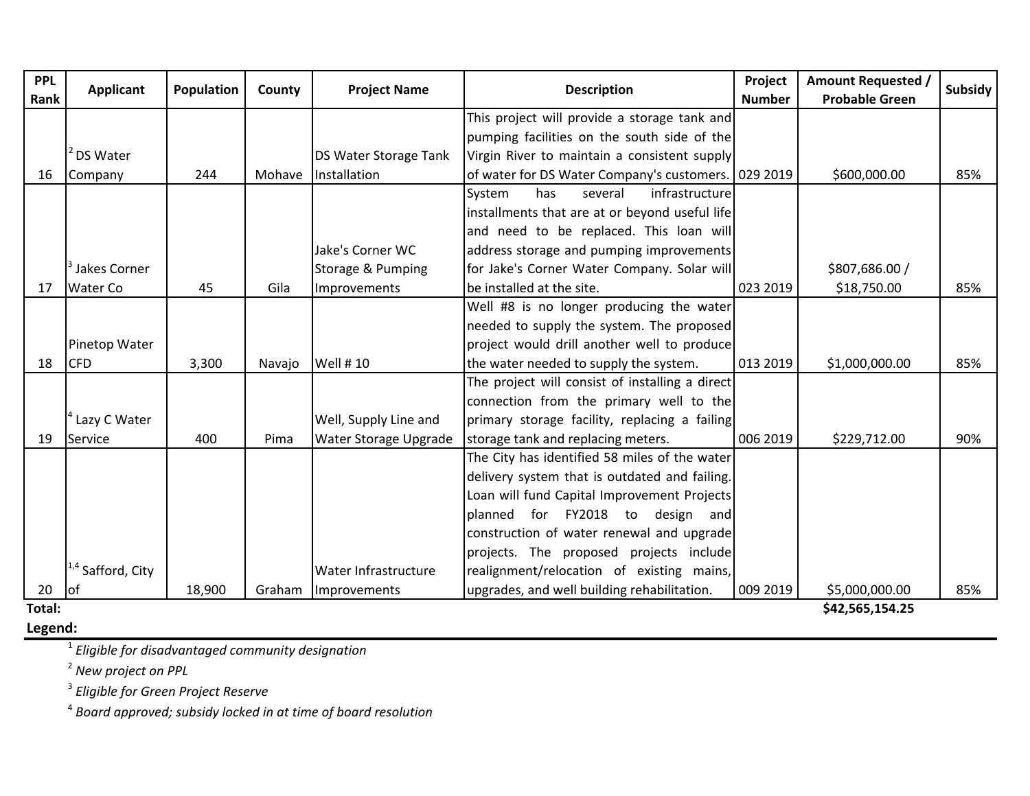| PPL Rank | Applicant | Population | County | Project Name | Description | Project Number | Amount Requested / Probable Green | Subsidy |
|---|---|---|---|---|---|---|---|---|
| 16 | [2] DS Water Company | 244 | Mohave | DS Water Storage Tank Installation | This project will provide a storage tank and pumping facilities on the south side of the Virgin River to maintain a consistent supply of water for DS Water Company's customers. | 029 2019 | $600,000.00 | 85% |
| 17 | [3] Jakes Corner Water Co | 45 | Gila | Jake's Corner WC Storage & Pumping Improvements | System has several infrastructure installments that are at or beyond useful life and need to be replaced. This loan will address storage and pumping improvements for Jake's Corner Water Company. Solar will be installed at the site. | 023 2019 | $807,686.00 / $18,750.00 | 85% |
| 18 | Pinetop Water CFD | 3,300 | Navajo | Well # 10 | Well #8 is no longer producing the water needed to supply the system. The proposed project would drill another well to produce the water needed to supply the system. | 013 2019 | $1,000,000.00 | 85% |
| 19 | [4] Lazy C Water Service | 400 | Pima | Well, Supply Line and Water Storage Upgrade | The project will consist of installing a direct connection from the primary well to the primary storage facility, replacing a failing storage tank and replacing meters. | 006 2019 | $229,712.00 | 90% |
| 20 | [1,4] Safford, City of | 18,900 | Graham | Water Infrastructure Improvements | The City has identified 58 miles of the water delivery system that is outdated and failing. Loan will fund Capital Improvement Projects planned for FY2018 to design and construction of water renewal and upgrade projects. The proposed projects include realignment/relocation of existing mains, upgrades, and well building rehabilitation. | 009 2019 | $5,000,000.00 | 85% |
| **Total:** | | | | | | | **$42,565,154.25** | |

**Legend:**

[1] *Eligible for disadvantaged community designation*

[2] *New project on PPL*

[3] *Eligible for Green Project Reserve*

[4] *Board approved; subsidy locked in at time of board resolution*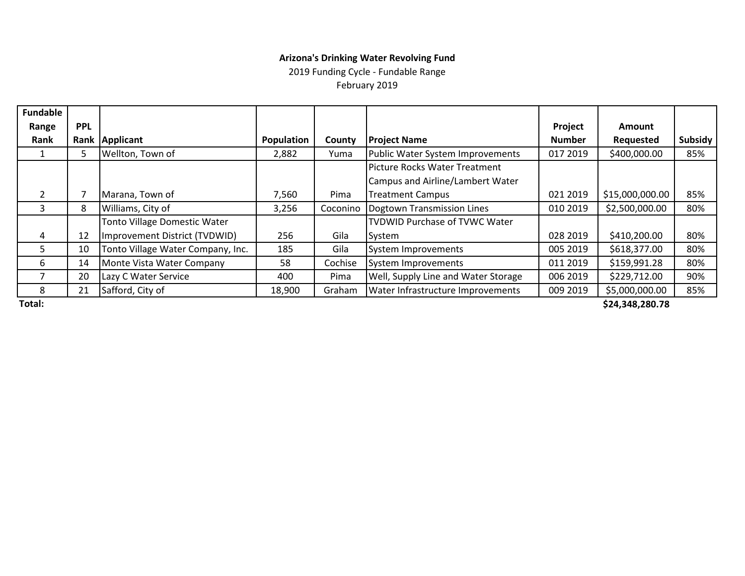**Arizona's Drinking Water Revolving Fund**

2019 Funding Cycle - Fundable Range

February 2019

| Fundable Range Rank | PPL Rank | Applicant | Population | County | Project Name | Project Number | Amount Requested | Subsidy |
|---|---|---|---|---|---|---|---|---|
| 1 | 5 | Wellton, Town of | 2,882 | Yuma | Public Water System Improvements | 017 2019 | $400,000.00 | 85% |
| 2 | 7 | Marana, Town of | 7,560 | Pima | Picture Rocks Water Treatment Campus and Airline/Lambert Water Treatment Campus | 021 2019 | $15,000,000.00 | 85% |
| 3 | 8 | Williams, City of | 3,256 | Coconino | Dogtown Transmission Lines | 010 2019 | $2,500,000.00 | 80% |
| 4 | 12 | Tonto Village Domestic Water Improvement District (TVDWID) | 256 | Gila | TVDWID Purchase of TVWC Water System | 028 2019 | $410,200.00 | 80% |
| 5 | 10 | Tonto Village Water Company, Inc. | 185 | Gila | System Improvements | 005 2019 | $618,377.00 | 80% |
| 6 | 14 | Monte Vista Water Company | 58 | Cochise | System Improvements | 011 2019 | $159,991.28 | 80% |
| 7 | 20 | Lazy C Water Service | 400 | Pima | Well, Supply Line and Water Storage | 006 2019 | $229,712.00 | 90% |
| 8 | 21 | Safford, City of | 18,900 | Graham | Water Infrastructure Improvements | 009 2019 | $5,000,000.00 | 85% |
| **Total:** | | | | | | | **$24,348,280.78** | |